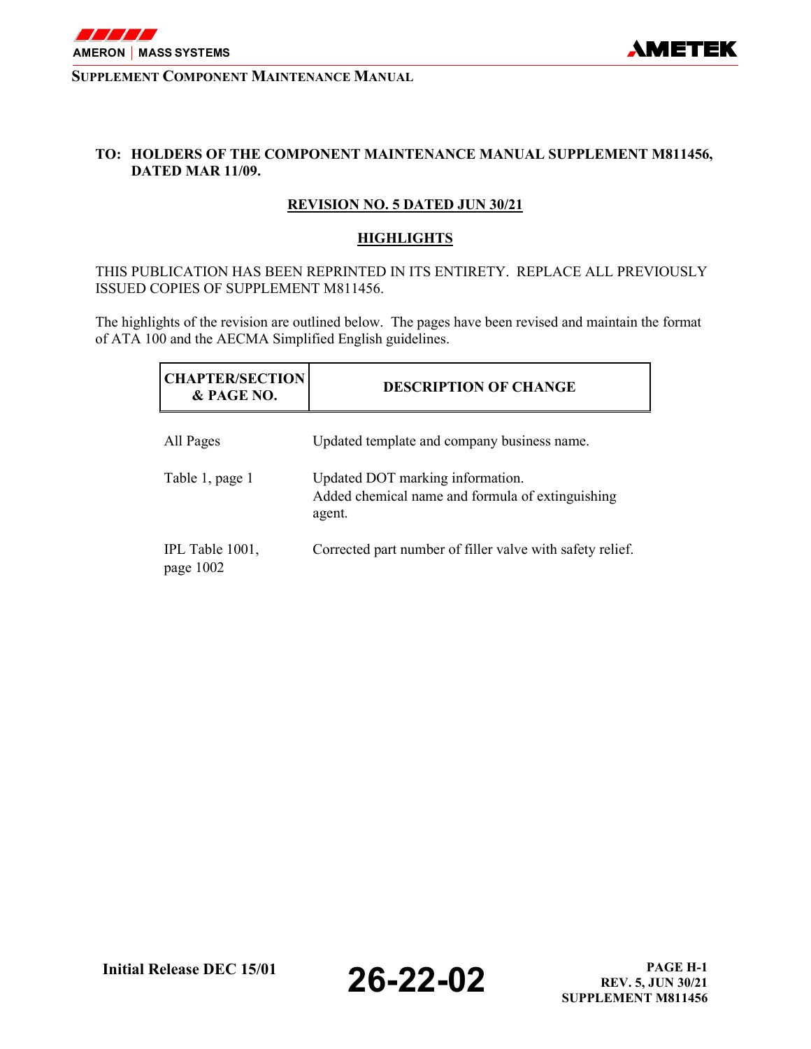**TO: HOLDERS OF THE COMPONENT MAINTENANCE MANUAL SUPPLEMENT M811456, DATED MAR 11/09.**

**REVISION NO. 5 DATED JUN 30/21**

**HIGHLIGHTS**

THIS PUBLICATION HAS BEEN REPRINTED IN ITS ENTIRETY. REPLACE ALL PREVIOUSLY ISSUED COPIES OF SUPPLEMENT M811456.

The highlights of the revision are outlined below. The pages have been revised and maintain the format of ATA 100 and the AECMA Simplified English guidelines.

| CHAPTER/SECTION & PAGE NO. | DESCRIPTION OF CHANGE |
|---|---|
| All Pages | Updated template and company business name. |
| Table 1, page 1 | Updated DOT marking information.<br>Added chemical name and formula of extinguishing agent. |
| IPL Table 1001, page 1002 | Corrected part number of filler valve with safety relief. |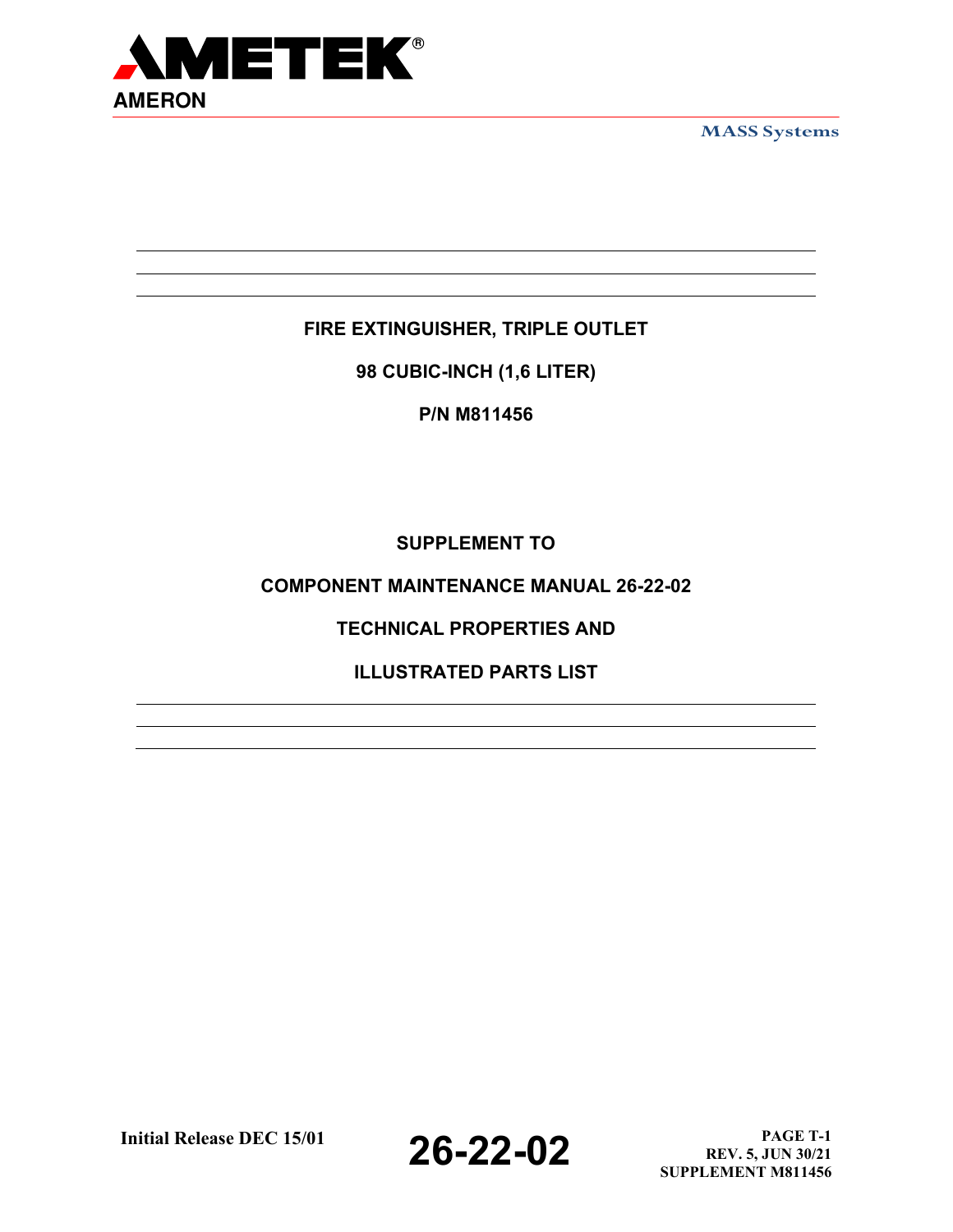AMETEK®

AMERON

MASS Systems

# FIRE EXTINGUISHER, TRIPLE OUTLET

## 98 CUBIC-INCH (1,6 LITER)

## P/N M811456

## SUPPLEMENT TO

## COMPONENT MAINTENANCE MANUAL 26-22-02

## TECHNICAL PROPERTIES AND

## ILLUSTRATED PARTS LIST

Initial Release DEC 15/01

26-22-02

PAGE T-1
REV. 5, JUN 30/21
SUPPLEMENT M811456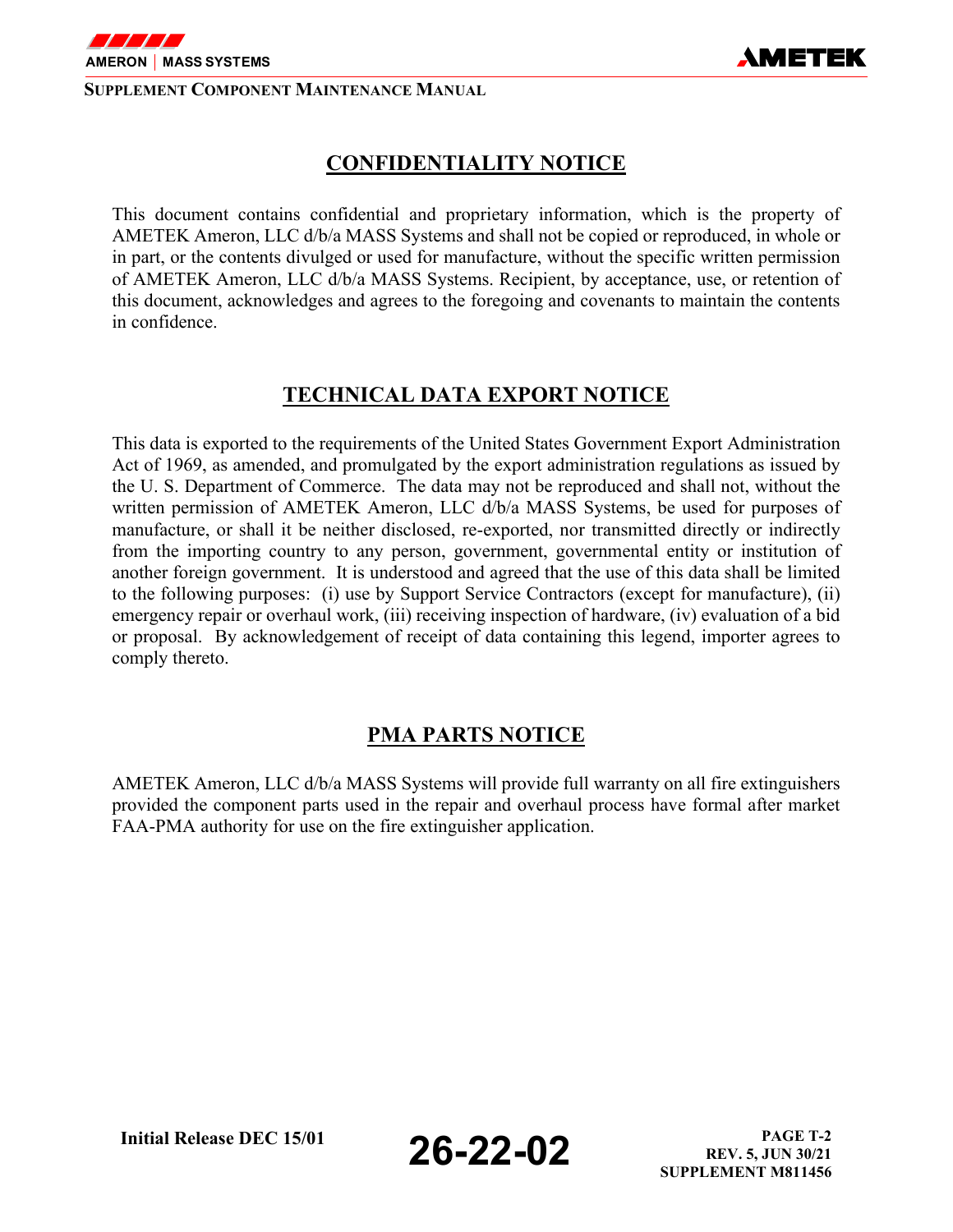## CONFIDENTIALITY NOTICE

This document contains confidential and proprietary information, which is the property of AMETEK Ameron, LLC d/b/a MASS Systems and shall not be copied or reproduced, in whole or in part, or the contents divulged or used for manufacture, without the specific written permission of AMETEK Ameron, LLC d/b/a MASS Systems. Recipient, by acceptance, use, or retention of this document, acknowledges and agrees to the foregoing and covenants to maintain the contents in confidence.

## TECHNICAL DATA EXPORT NOTICE

This data is exported to the requirements of the United States Government Export Administration Act of 1969, as amended, and promulgated by the export administration regulations as issued by the U. S. Department of Commerce. The data may not be reproduced and shall not, without the written permission of AMETEK Ameron, LLC d/b/a MASS Systems, be used for purposes of manufacture, or shall it be neither disclosed, re-exported, nor transmitted directly or indirectly from the importing country to any person, government, governmental entity or institution of another foreign government. It is understood and agreed that the use of this data shall be limited to the following purposes: (i) use by Support Service Contractors (except for manufacture), (ii) emergency repair or overhaul work, (iii) receiving inspection of hardware, (iv) evaluation of a bid or proposal. By acknowledgement of receipt of data containing this legend, importer agrees to comply thereto.

## PMA PARTS NOTICE

AMETEK Ameron, LLC d/b/a MASS Systems will provide full warranty on all fire extinguishers provided the component parts used in the repair and overhaul process have formal after market FAA-PMA authority for use on the fire extinguisher application.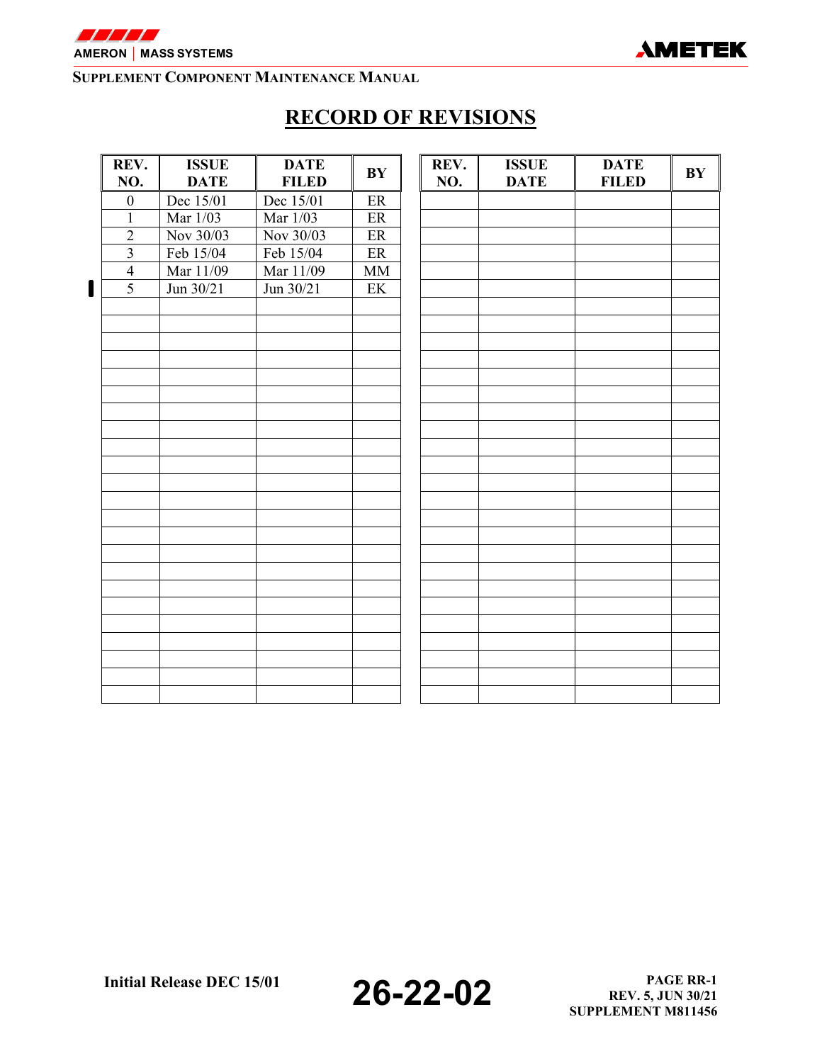# RECORD OF REVISIONS

| REV. NO. | ISSUE DATE | DATE FILED | BY | REV. NO. | ISSUE DATE | DATE FILED | BY |
|---|---|---|---|---|---|---|---|
| 0 | Dec 15/01 | Dec 15/01 | ER | | | | |
| 1 | Mar 1/03 | Mar 1/03 | ER | | | | |
| 2 | Nov 30/03 | Nov 30/03 | ER | | | | |
| 3 | Feb 15/04 | Feb 15/04 | ER | | | | |
| 4 | Mar 11/09 | Mar 11/09 | MM | | | | |
| 5 | Jun 30/21 | Jun 30/21 | EK | | | | |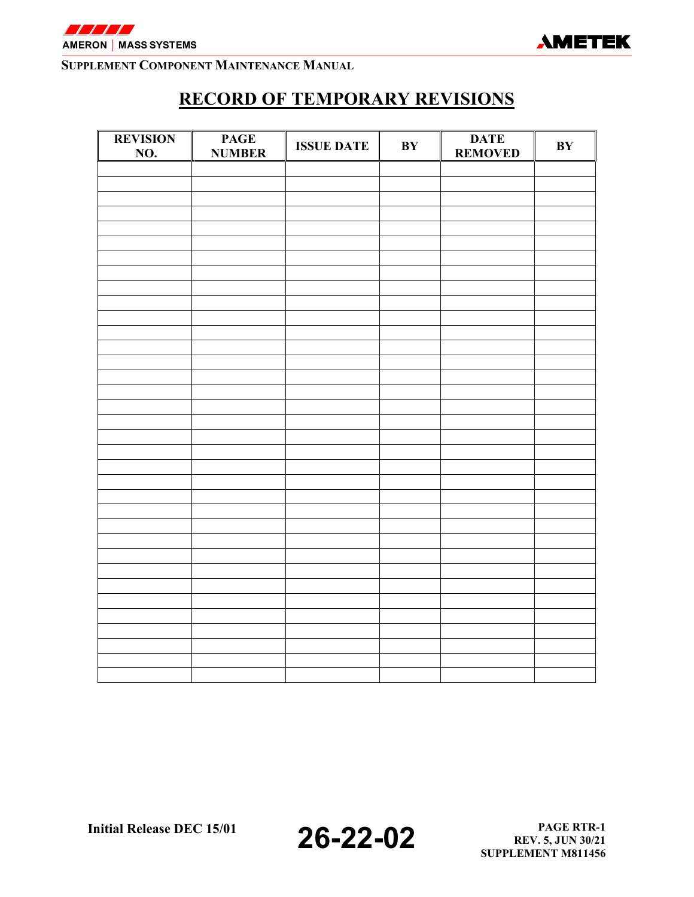# RECORD OF TEMPORARY REVISIONS

| REVISION NO. | PAGE NUMBER | ISSUE DATE | BY | DATE REMOVED | BY |
|---|---|---|---|---|---|
| | | | | | |
| | | | | | |
| | | | | | |
| | | | | | |
| | | | | | |
| | | | | | |
| | | | | | |
| | | | | | |
| | | | | | |
| | | | | | |
| | | | | | |
| | | | | | |
| | | | | | |
| | | | | | |
| | | | | | |
| | | | | | |
| | | | | | |
| | | | | | |
| | | | | | |
| | | | | | |
| | | | | | |
| | | | | | |
| | | | | | |
| | | | | | |
| | | | | | |
| | | | | | |
| | | | | | |
| | | | | | |
| | | | | | |
| | | | | | |
| | | | | | |
| | | | | | |
| | | | | | |
| | | | | | |
| | | | | | |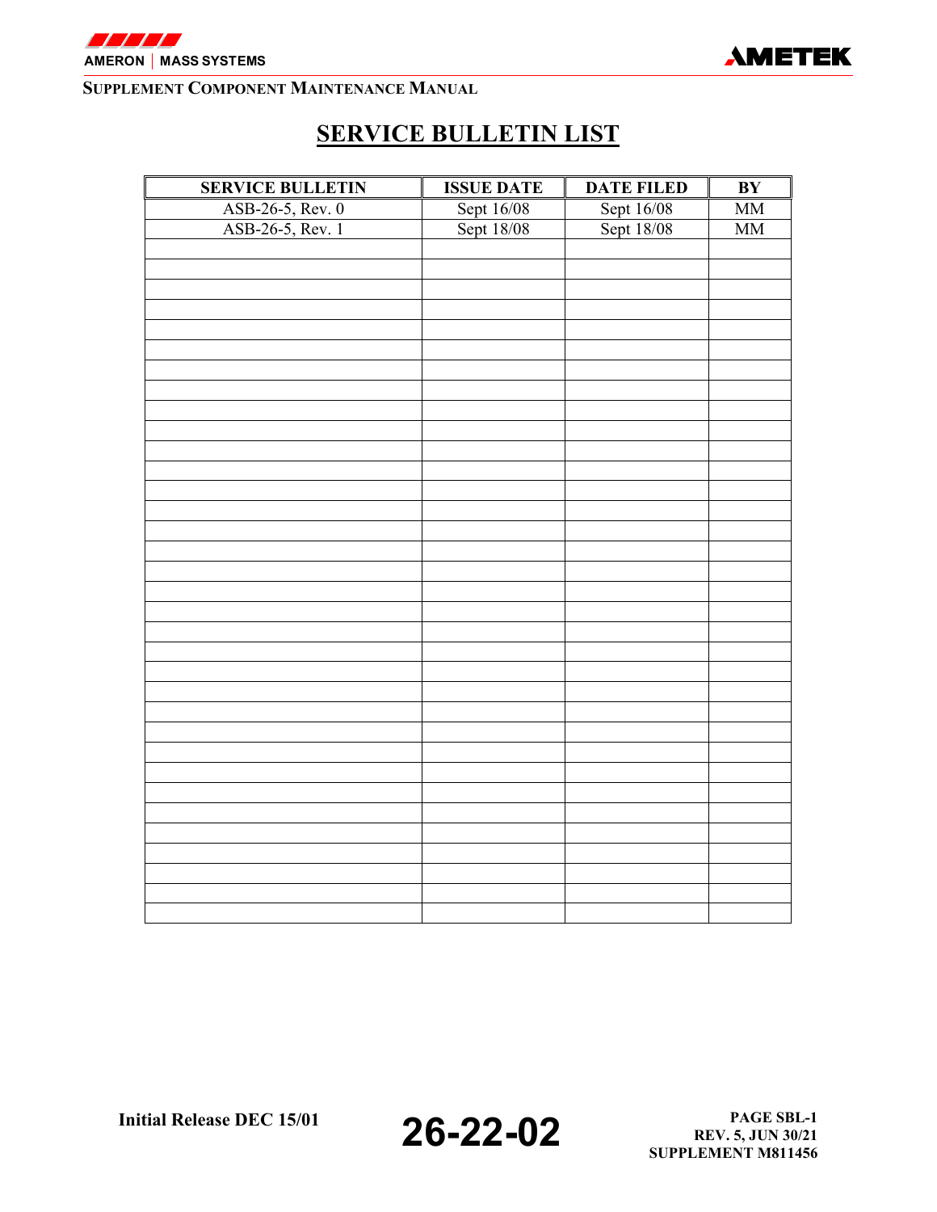# SERVICE BULLETIN LIST

| SERVICE BULLETIN | ISSUE DATE | DATE FILED | BY |
|---|---|---|---|
| ASB-26-5, Rev. 0 | Sept 16/08 | Sept 16/08 | MM |
| ASB-26-5, Rev. 1 | Sept 18/08 | Sept 18/08 | MM |
| | | | |
| | | | |
| | | | |
| | | | |
| | | | |
| | | | |
| | | | |
| | | | |
| | | | |
| | | | |
| | | | |
| | | | |
| | | | |
| | | | |
| | | | |
| | | | |
| | | | |
| | | | |
| | | | |
| | | | |
| | | | |
| | | | |
| | | | |
| | | | |
| | | | |
| | | | |
| | | | |
| | | | |
| | | | |
| | | | |
| | | | |
| | | | |
| | | | |
| | | | |
| | | | |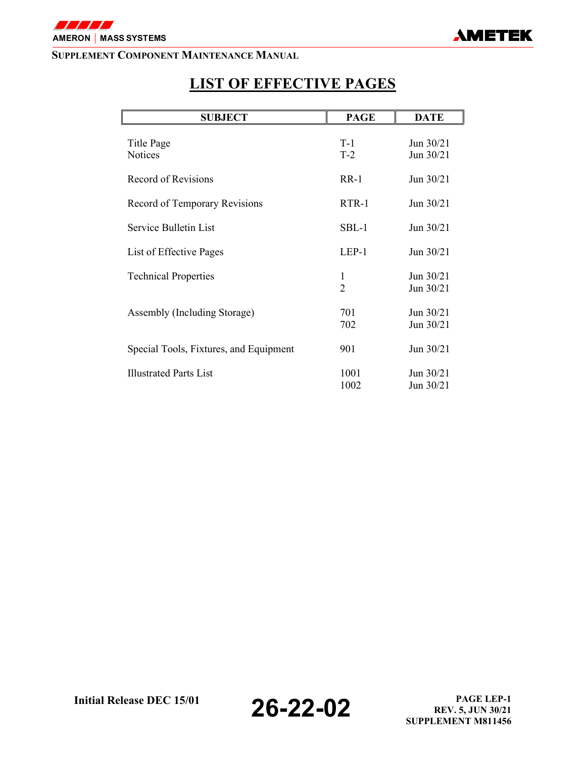# LIST OF EFFECTIVE PAGES

| SUBJECT | PAGE | DATE |
|---|---|---|
| Title Page | T-1 | Jun 30/21 |
| Notices | T-2 | Jun 30/21 |
| Record of Revisions | RR-1 | Jun 30/21 |
| Record of Temporary Revisions | RTR-1 | Jun 30/21 |
| Service Bulletin List | SBL-1 | Jun 30/21 |
| List of Effective Pages | LEP-1 | Jun 30/21 |
| Technical Properties | 1 | Jun 30/21 |
| | 2 | Jun 30/21 |
| Assembly (Including Storage) | 701 | Jun 30/21 |
| | 702 | Jun 30/21 |
| Special Tools, Fixtures, and Equipment | 901 | Jun 30/21 |
| Illustrated Parts List | 1001 | Jun 30/21 |
| | 1002 | Jun 30/21 |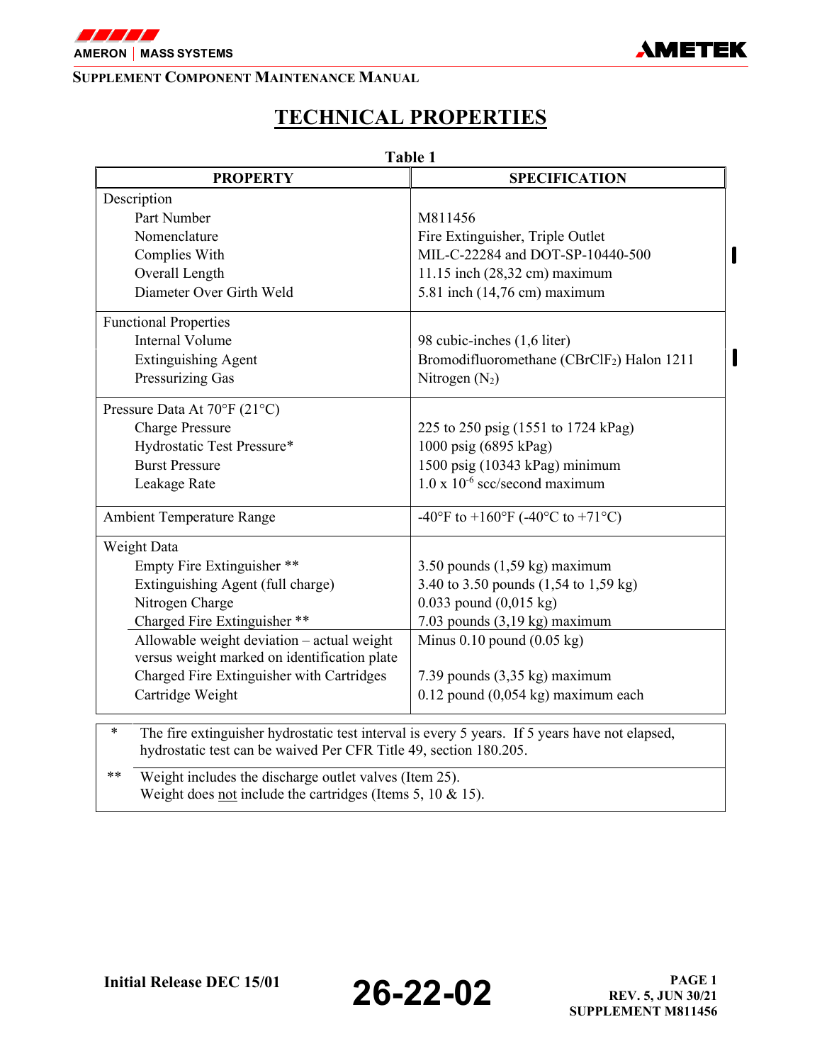# TECHNICAL PROPERTIES

**Table 1**

| PROPERTY | SPECIFICATION |
|---|---|
| Description | |
| Part Number | M811456 |
| Nomenclature | Fire Extinguisher, Triple Outlet |
| Complies With | MIL-C-22284 and DOT-SP-10440-500 |
| Overall Length | 11.15 inch (28,32 cm) maximum |
| Diameter Over Girth Weld | 5.81 inch (14,76 cm) maximum |
| Functional Properties | |
| Internal Volume | 98 cubic-inches (1,6 liter) |
| Extinguishing Agent | Bromodifluoromethane ($CBrClF_2$) Halon 1211 |
| Pressurizing Gas | Nitrogen ($N_2$) |
| Pressure Data At 70°F (21°C) | |
| Charge Pressure | 225 to 250 psig (1551 to 1724 kPag) |
| Hydrostatic Test Pressure* | 1000 psig (6895 kPag) |
| Burst Pressure | 1500 psig (10343 kPag) minimum |
| Leakage Rate | $1.0 \times 10^{-6}$ scc/second maximum |
| Ambient Temperature Range | -40°F to +160°F (-40°C to +71°C) |
| Weight Data | |
| Empty Fire Extinguisher ** | 3.50 pounds (1,59 kg) maximum |
| Extinguishing Agent (full charge) | 3.40 to 3.50 pounds (1,54 to 1,59 kg) |
| Nitrogen Charge | 0.033 pound (0,015 kg) |
| Charged Fire Extinguisher ** | 7.03 pounds (3,19 kg) maximum |
| Allowable weight deviation – actual weight versus weight marked on identification plate | Minus 0.10 pound (0.05 kg) |
| Charged Fire Extinguisher with Cartridges | 7.39 pounds (3,35 kg) maximum |
| Cartridge Weight | 0.12 pound (0,054 kg) maximum each |

| | |
|---|---|
| * | The fire extinguisher hydrostatic test interval is every 5 years. If 5 years have not elapsed, hydrostatic test can be waived Per CFR Title 49, section 180.205. |
| ** | Weight includes the discharge outlet valves (Item 25). Weight does not include the cartridges (Items 5, 10 & 15). |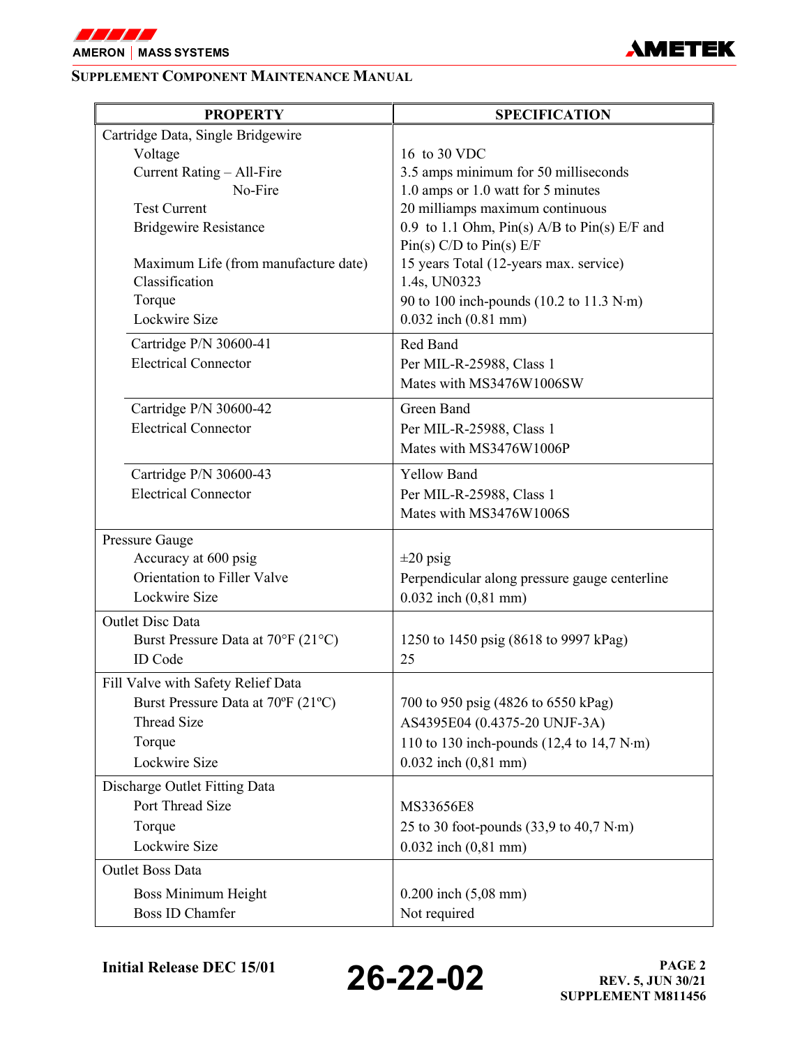| PROPERTY | SPECIFICATION |
|---|---|
| Cartridge Data, Single Bridgewire | |
| Voltage | 16 to 30 VDC |
| Current Rating – All-Fire | 3.5 amps minimum for 50 milliseconds |
| No-Fire | 1.0 amps or 1.0 watt for 5 minutes |
| Test Current | 20 milliamps maximum continuous |
| Bridgewire Resistance | 0.9 to 1.1 Ohm, Pin(s) A/B to Pin(s) E/F and Pin(s) C/D to Pin(s) E/F |
| Maximum Life (from manufacture date) | 15 years Total (12-years max. service) |
| Classification | 1.4s, UN0323 |
| Torque | 90 to 100 inch-pounds (10.2 to 11.3 N·m) |
| Lockwire Size | 0.032 inch (0.81 mm) |
| Cartridge P/N 30600-41 | Red Band |
| Electrical Connector | Per MIL-R-25988, Class 1<br>Mates with MS3476W1006SW |
| Cartridge P/N 30600-42 | Green Band |
| Electrical Connector | Per MIL-R-25988, Class 1<br>Mates with MS3476W1006P |
| Cartridge P/N 30600-43 | Yellow Band |
| Electrical Connector | Per MIL-R-25988, Class 1<br>Mates with MS3476W1006S |
| Pressure Gauge | |
| Accuracy at 600 psig | ±20 psig |
| Orientation to Filler Valve | Perpendicular along pressure gauge centerline |
| Lockwire Size | 0.032 inch (0,81 mm) |
| Outlet Disc Data | |
| Burst Pressure Data at 70°F (21°C) | 1250 to 1450 psig (8618 to 9997 kPag) |
| ID Code | 25 |
| Fill Valve with Safety Relief Data | |
| Burst Pressure Data at 70ºF (21ºC) | 700 to 950 psig (4826 to 6550 kPag) |
| Thread Size | AS4395E04 (0.4375-20 UNJF-3A) |
| Torque | 110 to 130 inch-pounds (12,4 to 14,7 N·m) |
| Lockwire Size | 0.032 inch (0,81 mm) |
| Discharge Outlet Fitting Data | |
| Port Thread Size | MS33656E8 |
| Torque | 25 to 30 foot-pounds (33,9 to 40,7 N·m) |
| Lockwire Size | 0.032 inch (0,81 mm) |
| Outlet Boss Data | |
| Boss Minimum Height | 0.200 inch (5,08 mm) |
| Boss ID Chamfer | Not required |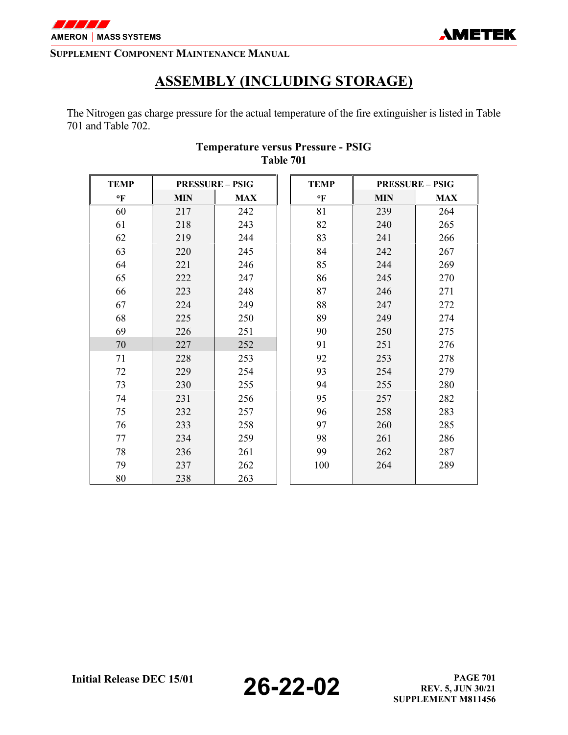# ASSEMBLY (INCLUDING STORAGE)

The Nitrogen gas charge pressure for the actual temperature of the fire extinguisher is listed in Table 701 and Table 702.

**Temperature versus Pressure - PSIG**
**Table 701**

| TEMP | PRESSURE – PSIG | | TEMP | PRESSURE – PSIG | |
|---|---|---|---|---|---|
| °F | MIN | MAX | °F | MIN | MAX |
| 60 | 217 | 242 | 81 | 239 | 264 |
| 61 | 218 | 243 | 82 | 240 | 265 |
| 62 | 219 | 244 | 83 | 241 | 266 |
| 63 | 220 | 245 | 84 | 242 | 267 |
| 64 | 221 | 246 | 85 | 244 | 269 |
| 65 | 222 | 247 | 86 | 245 | 270 |
| 66 | 223 | 248 | 87 | 246 | 271 |
| 67 | 224 | 249 | 88 | 247 | 272 |
| 68 | 225 | 250 | 89 | 249 | 274 |
| 69 | 226 | 251 | 90 | 250 | 275 |
| 70 | 227 | 252 | 91 | 251 | 276 |
| 71 | 228 | 253 | 92 | 253 | 278 |
| 72 | 229 | 254 | 93 | 254 | 279 |
| 73 | 230 | 255 | 94 | 255 | 280 |
| 74 | 231 | 256 | 95 | 257 | 282 |
| 75 | 232 | 257 | 96 | 258 | 283 |
| 76 | 233 | 258 | 97 | 260 | 285 |
| 77 | 234 | 259 | 98 | 261 | 286 |
| 78 | 236 | 261 | 99 | 262 | 287 |
| 79 | 237 | 262 | 100 | 264 | 289 |
| 80 | 238 | 263 | | | |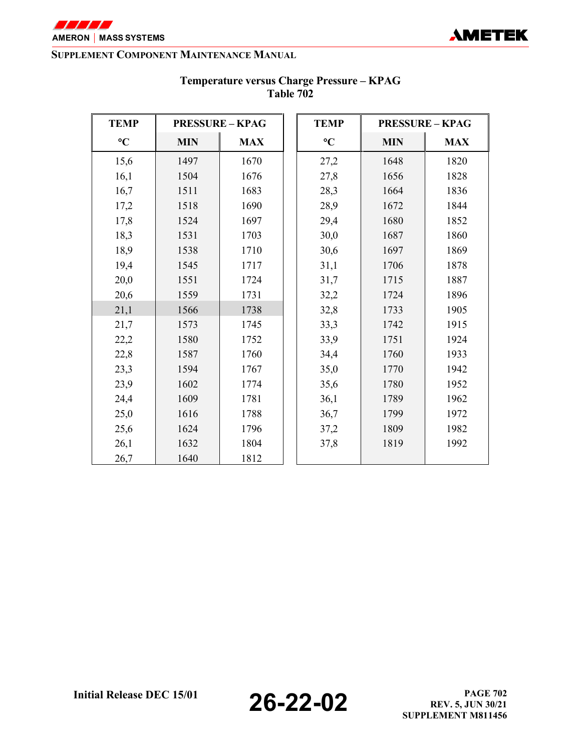## Temperature versus Charge Pressure – KPAG
## Table 702

| TEMP | PRESSURE – KPAG | | TEMP | PRESSURE – KPAG | |
|---|---|---|---|---|---|
| °C | MIN | MAX | °C | MIN | MAX |
| 15,6 | 1497 | 1670 | 27,2 | 1648 | 1820 |
| 16,1 | 1504 | 1676 | 27,8 | 1656 | 1828 |
| 16,7 | 1511 | 1683 | 28,3 | 1664 | 1836 |
| 17,2 | 1518 | 1690 | 28,9 | 1672 | 1844 |
| 17,8 | 1524 | 1697 | 29,4 | 1680 | 1852 |
| 18,3 | 1531 | 1703 | 30,0 | 1687 | 1860 |
| 18,9 | 1538 | 1710 | 30,6 | 1697 | 1869 |
| 19,4 | 1545 | 1717 | 31,1 | 1706 | 1878 |
| 20,0 | 1551 | 1724 | 31,7 | 1715 | 1887 |
| 20,6 | 1559 | 1731 | 32,2 | 1724 | 1896 |
| 21,1 | 1566 | 1738 | 32,8 | 1733 | 1905 |
| 21,7 | 1573 | 1745 | 33,3 | 1742 | 1915 |
| 22,2 | 1580 | 1752 | 33,9 | 1751 | 1924 |
| 22,8 | 1587 | 1760 | 34,4 | 1760 | 1933 |
| 23,3 | 1594 | 1767 | 35,0 | 1770 | 1942 |
| 23,9 | 1602 | 1774 | 35,6 | 1780 | 1952 |
| 24,4 | 1609 | 1781 | 36,1 | 1789 | 1962 |
| 25,0 | 1616 | 1788 | 36,7 | 1799 | 1972 |
| 25,6 | 1624 | 1796 | 37,2 | 1809 | 1982 |
| 26,1 | 1632 | 1804 | 37,8 | 1819 | 1992 |
| 26,7 | 1640 | 1812 | | | |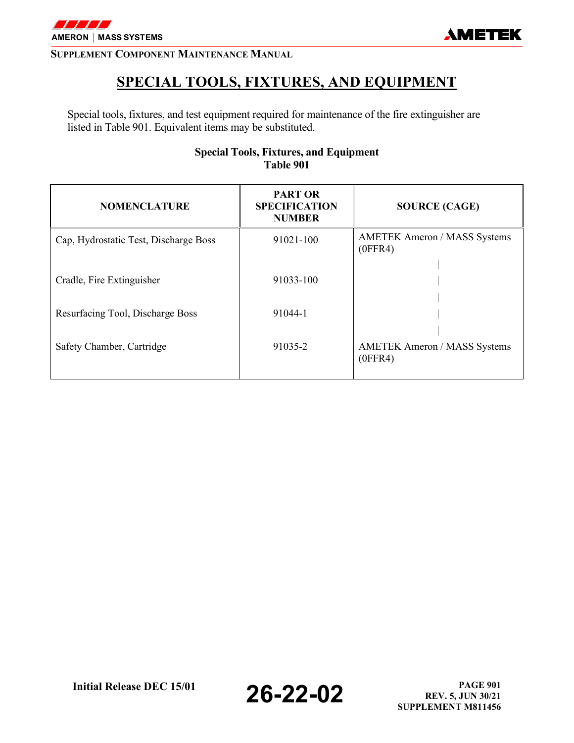# SPECIAL TOOLS, FIXTURES, AND EQUIPMENT

Special tools, fixtures, and test equipment required for maintenance of the fire extinguisher are listed in Table 901. Equivalent items may be substituted.

**Special Tools, Fixtures, and Equipment**
**Table 901**

| NOMENCLATURE | PART OR SPECIFICATION NUMBER | SOURCE (CAGE) |
|---|---|---|
| Cap, Hydrostatic Test, Discharge Boss | 91021-100 | AMETEK Ameron / MASS Systems (0FFR4) |
| Cradle, Fire Extinguisher | 91033-100 | \| |
| Resurfacing Tool, Discharge Boss | 91044-1 | \| |
| Safety Chamber, Cartridge | 91035-2 | AMETEK Ameron / MASS Systems (0FFR4) |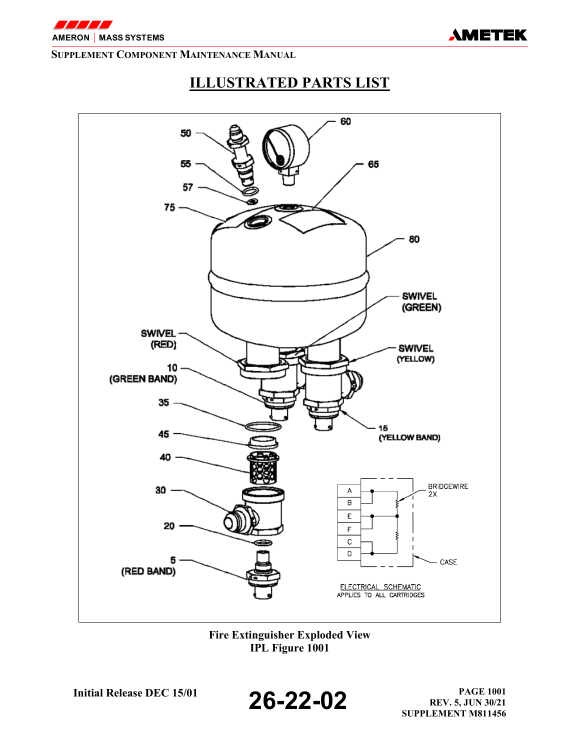# ILLUSTRATED PARTS LIST

Fire Extinguisher Exploded View
IPL Figure 1001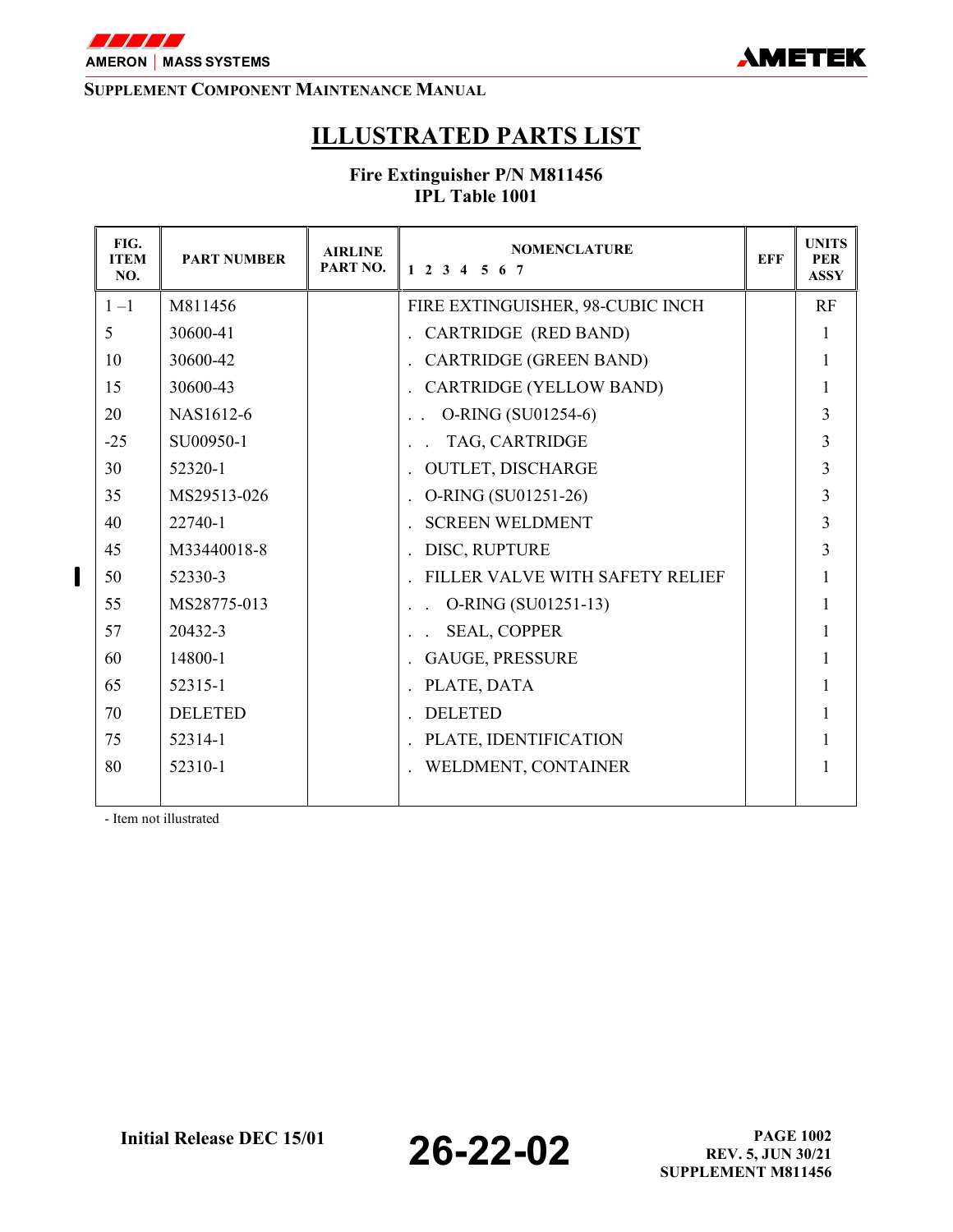# ILLUSTRATED PARTS LIST

**Fire Extinguisher P/N M811456**
**IPL Table 1001**

| FIG. ITEM NO. | PART NUMBER | AIRLINE PART NO. | NOMENCLATURE 1 2 3 4 5 6 7 | EFF | UNITS PER ASSY |
|---|---|---|---|---|---|
| 1 –1 | M811456 | | FIRE EXTINGUISHER, 98-CUBIC INCH | | RF |
| 5 | 30600-41 | | . CARTRIDGE (RED BAND) | | 1 |
| 10 | 30600-42 | | . CARTRIDGE (GREEN BAND) | | 1 |
| 15 | 30600-43 | | . CARTRIDGE (YELLOW BAND) | | 1 |
| 20 | NAS1612-6 | | . . O-RING (SU01254-6) | | 3 |
| -25 | SU00950-1 | | . . TAG, CARTRIDGE | | 3 |
| 30 | 52320-1 | | . OUTLET, DISCHARGE | | 3 |
| 35 | MS29513-026 | | . O-RING (SU01251-26) | | 3 |
| 40 | 22740-1 | | . SCREEN WELDMENT | | 3 |
| 45 | M33440018-8 | | . DISC, RUPTURE | | 3 |
| 50 | 52330-3 | | . FILLER VALVE WITH SAFETY RELIEF | | 1 |
| 55 | MS28775-013 | | . . O-RING (SU01251-13) | | 1 |
| 57 | 20432-3 | | . . SEAL, COPPER | | 1 |
| 60 | 14800-1 | | . GAUGE, PRESSURE | | 1 |
| 65 | 52315-1 | | . PLATE, DATA | | 1 |
| 70 | DELETED | | . DELETED | | 1 |
| 75 | 52314-1 | | . PLATE, IDENTIFICATION | | 1 |
| 80 | 52310-1 | | . WELDMENT, CONTAINER | | 1 |

- Item not illustrated